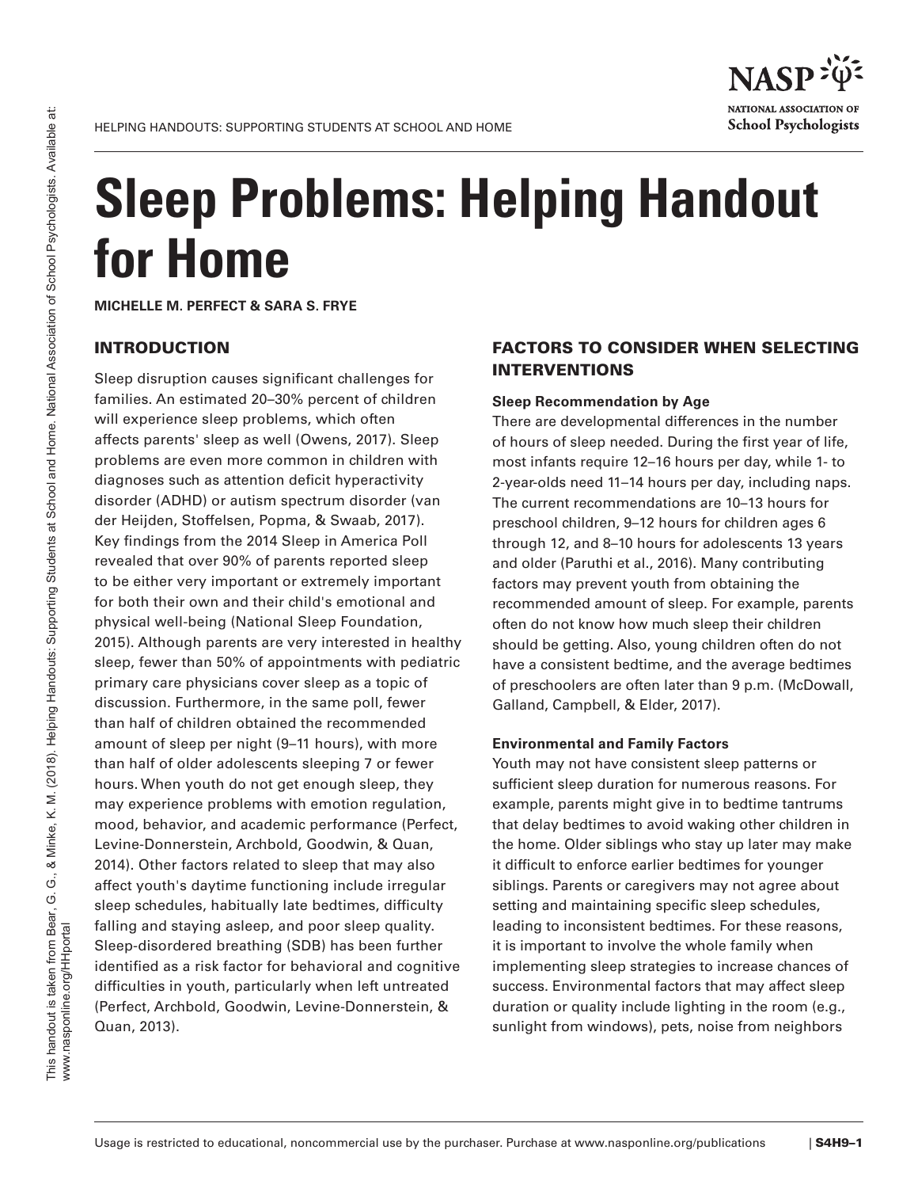# Sleep Problems: Helping Handout for Home

**MICHELLE M. PERFECT & SARA S. FRYE**

## INTRODUCTION

Sleep disruption causes significant challenges for families. An estimated 20–30% percent of children will experience sleep problems, which often affects parents' sleep as well (Owens, 2017). Sleep problems are even more common in children with diagnoses such as attention deficit hyperactivity disorder (ADHD) or autism spectrum disorder (van der Heijden, Stoffelsen, Popma, & Swaab, 2017). Key findings from the 2014 Sleep in America Poll revealed that over 90% of parents reported sleep to be either very important or extremely important for both their own and their child's emotional and physical well-being (National Sleep Foundation, 2015). Although parents are very interested in healthy sleep, fewer than 50% of appointments with pediatric primary care physicians cover sleep as a topic of discussion. Furthermore, in the same poll, fewer than half of children obtained the recommended amount of sleep per night (9–11 hours), with more than half of older adolescents sleeping 7 or fewer hours. When youth do not get enough sleep, they may experience problems with emotion regulation, mood, behavior, and academic performance (Perfect, Levine-Donnerstein, Archbold, Goodwin, & Quan, 2014). Other factors related to sleep that may also affect youth's daytime functioning include irregular sleep schedules, habitually late bedtimes, difficulty falling and staying asleep, and poor sleep quality. Sleep-disordered breathing (SDB) has been further identified as a risk factor for behavioral and cognitive difficulties in youth, particularly when left untreated (Perfect, Archbold, Goodwin, Levine-Donnerstein, & Quan, 2013).

## FACTORS TO CONSIDER WHEN SELECTING INTERVENTIONS

**Sleep Recommendation by Age**

There are developmental differences in the number of hours of sleep needed. During the first year of life, most infants require 12–16 hours per day, while 1- to 2-year-olds need 11–14 hours per day, including naps. The current recommendations are 10–13 hours for preschool children, 9–12 hours for children ages 6 through 12, and 8–10 hours for adolescents 13 years and older (Paruthi et al., 2016). Many contributing factors may prevent youth from obtaining the recommended amount of sleep. For example, parents often do not know how much sleep their children should be getting. Also, young children often do not have a consistent bedtime, and the average bedtimes of preschoolers are often later than 9 p.m. (McDowall, Galland, Campbell, & Elder, 2017).

**Environmental and Family Factors**

Youth may not have consistent sleep patterns or sufficient sleep duration for numerous reasons. For example, parents might give in to bedtime tantrums that delay bedtimes to avoid waking other children in the home. Older siblings who stay up later may make it difficult to enforce earlier bedtimes for younger siblings. Parents or caregivers may not agree about setting and maintaining specific sleep schedules, leading to inconsistent bedtimes. For these reasons, it is important to involve the whole family when implementing sleep strategies to increase chances of success. Environmental factors that may affect sleep duration or quality include lighting in the room (e.g., sunlight from windows), pets, noise from neighbors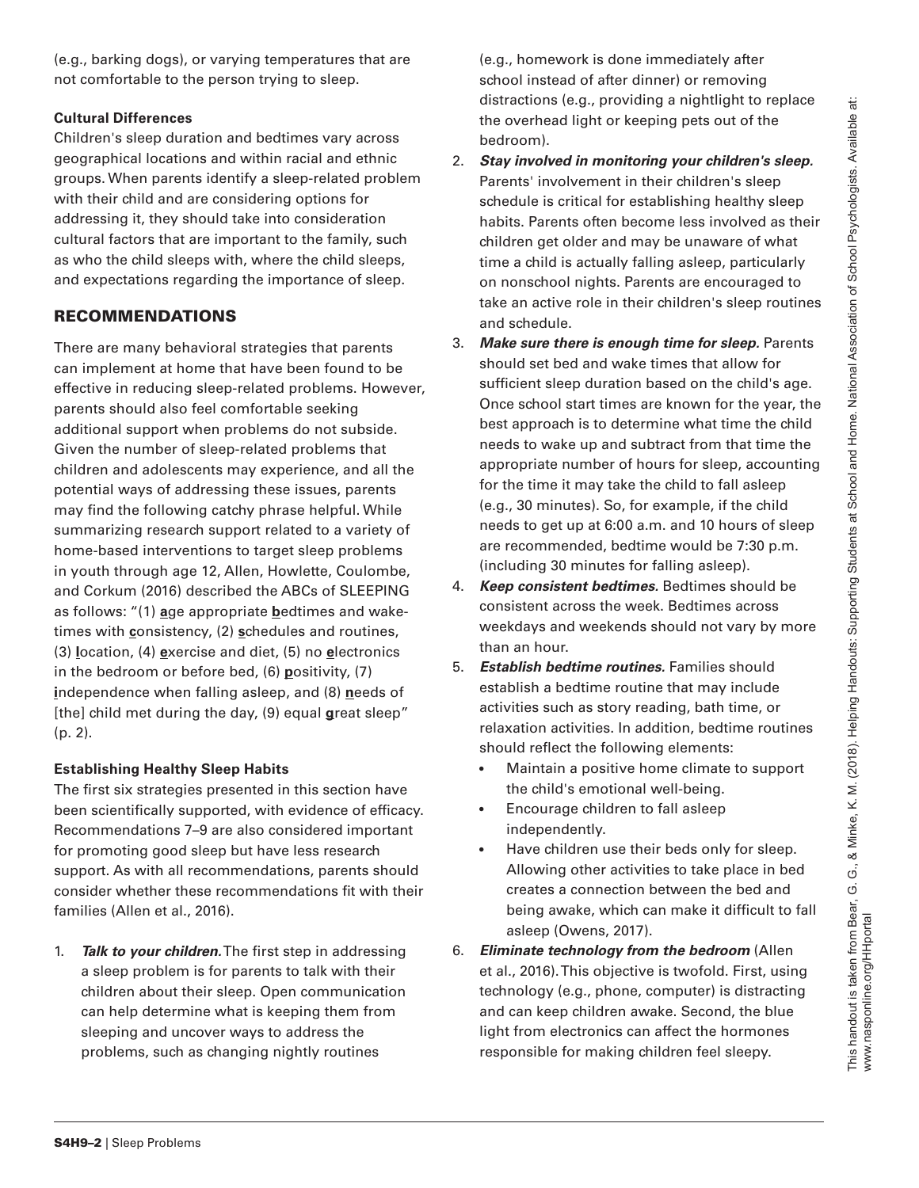(e.g., barking dogs), or varying temperatures that are not comfortable to the person trying to sleep.

**Cultural Differences**

Children's sleep duration and bedtimes vary across geographical locations and within racial and ethnic groups. When parents identify a sleep-related problem with their child and are considering options for addressing it, they should take into consideration cultural factors that are important to the family, such as who the child sleeps with, where the child sleeps, and expectations regarding the importance of sleep.

## RECOMMENDATIONS

There are many behavioral strategies that parents can implement at home that have been found to be effective in reducing sleep-related problems. However, parents should also feel comfortable seeking additional support when problems do not subside. Given the number of sleep-related problems that children and adolescents may experience, and all the potential ways of addressing these issues, parents may find the following catchy phrase helpful. While summarizing research support related to a variety of home-based interventions to target sleep problems in youth through age 12, Allen, Howlette, Coulombe, and Corkum (2016) described the ABCs of SLEEPING as follows: "(1) **a**ge appropriate **b**edtimes and wake-times with **c**onsistency, (2) **s**chedules and routines, (3) **l**ocation, (4) **e**xercise and diet, (5) no **e**lectronics in the bedroom or before bed, (6) **p**ositivity, (7) **i**ndependence when falling asleep, and (8) **n**eeds of [the] child met during the day, (9) equal **g**reat sleep" (p. 2).

**Establishing Healthy Sleep Habits**

The first six strategies presented in this section have been scientifically supported, with evidence of efficacy. Recommendations 7–9 are also considered important for promoting good sleep but have less research support. As with all recommendations, parents should consider whether these recommendations fit with their families (Allen et al., 2016).

1. ***Talk to your children.*** The first step in addressing a sleep problem is for parents to talk with their children about their sleep. Open communication can help determine what is keeping them from sleeping and uncover ways to address the problems, such as changing nightly routines (e.g., homework is done immediately after school instead of after dinner) or removing distractions (e.g., providing a nightlight to replace the overhead light or keeping pets out of the bedroom).
2. ***Stay involved in monitoring your children's sleep.*** Parents' involvement in their children's sleep schedule is critical for establishing healthy sleep habits. Parents often become less involved as their children get older and may be unaware of what time a child is actually falling asleep, particularly on nonschool nights. Parents are encouraged to take an active role in their children's sleep routines and schedule.
3. ***Make sure there is enough time for sleep.*** Parents should set bed and wake times that allow for sufficient sleep duration based on the child's age. Once school start times are known for the year, the best approach is to determine what time the child needs to wake up and subtract from that time the appropriate number of hours for sleep, accounting for the time it may take the child to fall asleep (e.g., 30 minutes). So, for example, if the child needs to get up at 6:00 a.m. and 10 hours of sleep are recommended, bedtime would be 7:30 p.m. (including 30 minutes for falling asleep).
4. ***Keep consistent bedtimes.*** Bedtimes should be consistent across the week. Bedtimes across weekdays and weekends should not vary by more than an hour.
5. ***Establish bedtime routines.*** Families should establish a bedtime routine that may include activities such as story reading, bath time, or relaxation activities. In addition, bedtime routines should reflect the following elements:
   - Maintain a positive home climate to support the child's emotional well-being.
   - Encourage children to fall asleep independently.
   - Have children use their beds only for sleep. Allowing other activities to take place in bed creates a connection between the bed and being awake, which can make it difficult to fall asleep (Owens, 2017).
6. ***Eliminate technology from the bedroom*** (Allen et al., 2016). This objective is twofold. First, using technology (e.g., phone, computer) is distracting and can keep children awake. Second, the blue light from electronics can affect the hormones responsible for making children feel sleepy.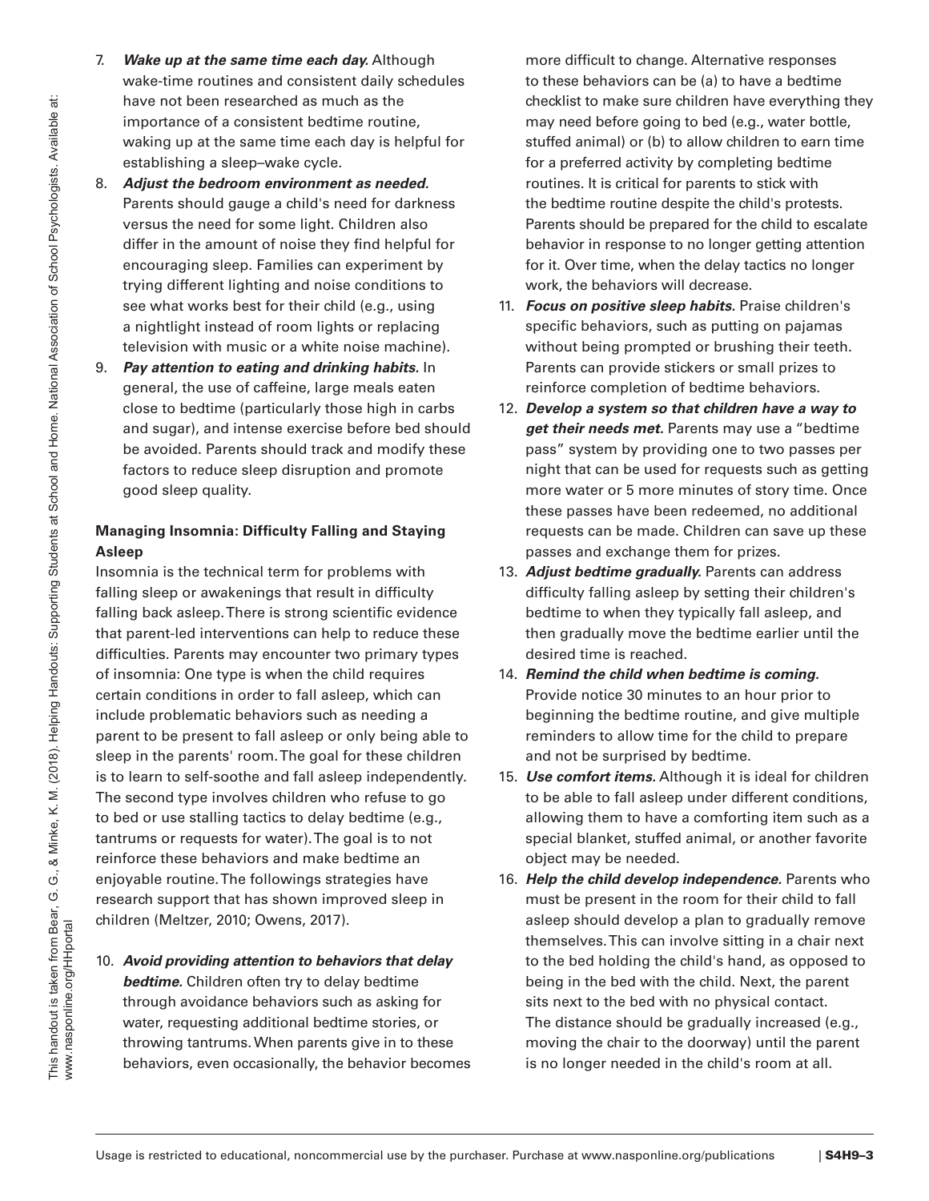7. ***Wake up at the same time each day.*** Although wake-time routines and consistent daily schedules have not been researched as much as the importance of a consistent bedtime routine, waking up at the same time each day is helpful for establishing a sleep–wake cycle.
8. ***Adjust the bedroom environment as needed.*** Parents should gauge a child's need for darkness versus the need for some light. Children also differ in the amount of noise they find helpful for encouraging sleep. Families can experiment by trying different lighting and noise conditions to see what works best for their child (e.g., using a nightlight instead of room lights or replacing television with music or a white noise machine).
9. ***Pay attention to eating and drinking habits.*** In general, the use of caffeine, large meals eaten close to bedtime (particularly those high in carbs and sugar), and intense exercise before bed should be avoided. Parents should track and modify these factors to reduce sleep disruption and promote good sleep quality.

**Managing Insomnia: Difficulty Falling and Staying Asleep**

Insomnia is the technical term for problems with falling sleep or awakenings that result in difficulty falling back asleep. There is strong scientific evidence that parent-led interventions can help to reduce these difficulties. Parents may encounter two primary types of insomnia: One type is when the child requires certain conditions in order to fall asleep, which can include problematic behaviors such as needing a parent to be present to fall asleep or only being able to sleep in the parents' room. The goal for these children is to learn to self-soothe and fall asleep independently. The second type involves children who refuse to go to bed or use stalling tactics to delay bedtime (e.g., tantrums or requests for water). The goal is to not reinforce these behaviors and make bedtime an enjoyable routine. The followings strategies have research support that has shown improved sleep in children (Meltzer, 2010; Owens, 2017).

10. ***Avoid providing attention to behaviors that delay bedtime.*** Children often try to delay bedtime through avoidance behaviors such as asking for water, requesting additional bedtime stories, or throwing tantrums. When parents give in to these behaviors, even occasionally, the behavior becomes more difficult to change. Alternative responses to these behaviors can be (a) to have a bedtime checklist to make sure children have everything they may need before going to bed (e.g., water bottle, stuffed animal) or (b) to allow children to earn time for a preferred activity by completing bedtime routines. It is critical for parents to stick with the bedtime routine despite the child's protests. Parents should be prepared for the child to escalate behavior in response to no longer getting attention for it. Over time, when the delay tactics no longer work, the behaviors will decrease.
11. ***Focus on positive sleep habits.*** Praise children's specific behaviors, such as putting on pajamas without being prompted or brushing their teeth. Parents can provide stickers or small prizes to reinforce completion of bedtime behaviors.
12. ***Develop a system so that children have a way to get their needs met.*** Parents may use a "bedtime pass" system by providing one to two passes per night that can be used for requests such as getting more water or 5 more minutes of story time. Once these passes have been redeemed, no additional requests can be made. Children can save up these passes and exchange them for prizes.
13. ***Adjust bedtime gradually.*** Parents can address difficulty falling asleep by setting their children's bedtime to when they typically fall asleep, and then gradually move the bedtime earlier until the desired time is reached.
14. ***Remind the child when bedtime is coming.*** Provide notice 30 minutes to an hour prior to beginning the bedtime routine, and give multiple reminders to allow time for the child to prepare and not be surprised by bedtime.
15. ***Use comfort items.*** Although it is ideal for children to be able to fall asleep under different conditions, allowing them to have a comforting item such as a special blanket, stuffed animal, or another favorite object may be needed.
16. ***Help the child develop independence.*** Parents who must be present in the room for their child to fall asleep should develop a plan to gradually remove themselves. This can involve sitting in a chair next to the bed holding the child's hand, as opposed to being in the bed with the child. Next, the parent sits next to the bed with no physical contact. The distance should be gradually increased (e.g., moving the chair to the doorway) until the parent is no longer needed in the child's room at all.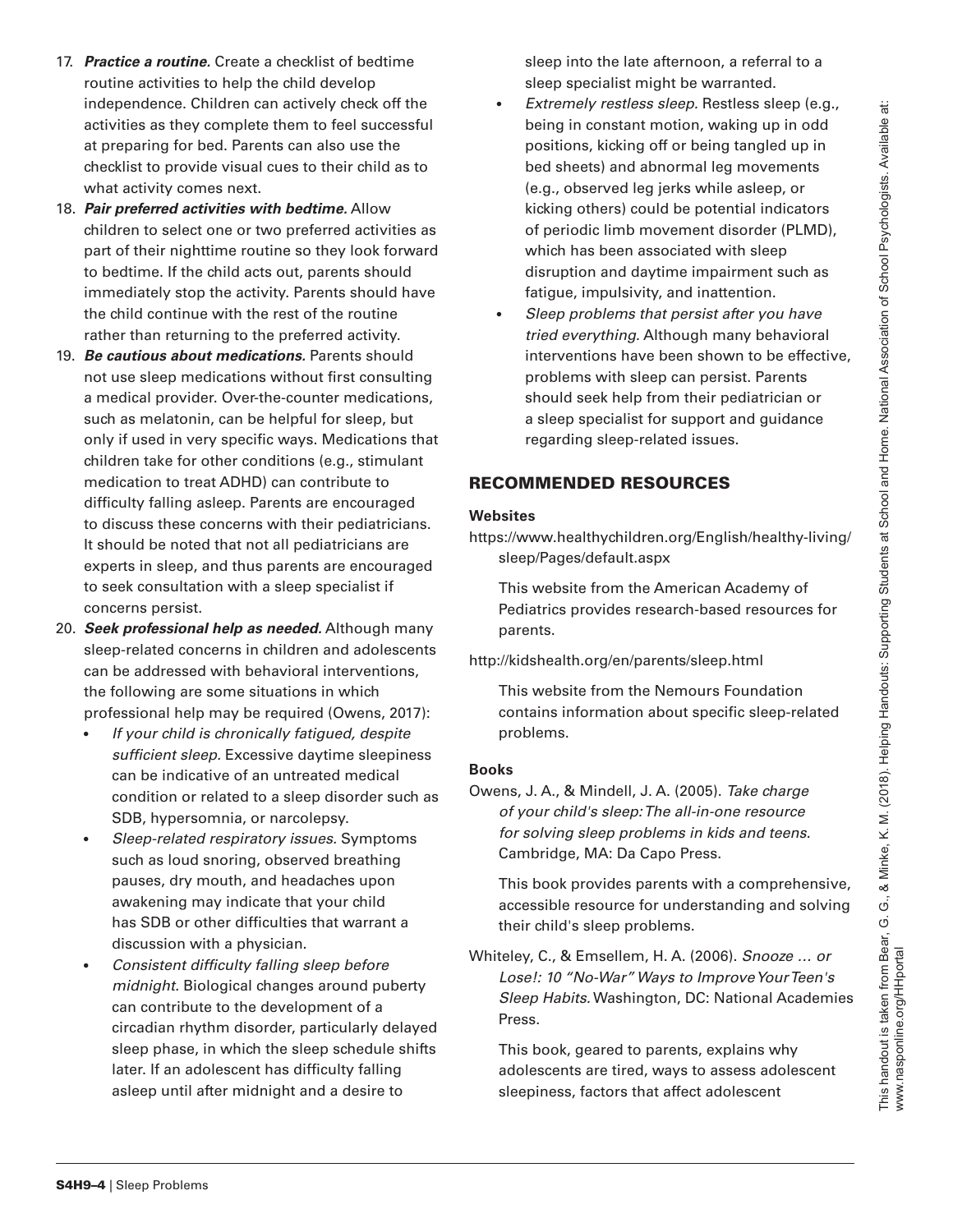17. ***Practice a routine.*** Create a checklist of bedtime routine activities to help the child develop independence. Children can actively check off the activities as they complete them to feel successful at preparing for bed. Parents can also use the checklist to provide visual cues to their child as to what activity comes next.
18. ***Pair preferred activities with bedtime.*** Allow children to select one or two preferred activities as part of their nighttime routine so they look forward to bedtime. If the child acts out, parents should immediately stop the activity. Parents should have the child continue with the rest of the routine rather than returning to the preferred activity.
19. ***Be cautious about medications.*** Parents should not use sleep medications without first consulting a medical provider. Over-the-counter medications, such as melatonin, can be helpful for sleep, but only if used in very specific ways. Medications that children take for other conditions (e.g., stimulant medication to treat ADHD) can contribute to difficulty falling asleep. Parents are encouraged to discuss these concerns with their pediatricians. It should be noted that not all pediatricians are experts in sleep, and thus parents are encouraged to seek consultation with a sleep specialist if concerns persist.
20. ***Seek professional help as needed.*** Although many sleep-related concerns in children and adolescents can be addressed with behavioral interventions, the following are some situations in which professional help may be required (Owens, 2017):
    - *If your child is chronically fatigued, despite sufficient sleep.* Excessive daytime sleepiness can be indicative of an untreated medical condition or related to a sleep disorder such as SDB, hypersomnia, or narcolepsy.
    - *Sleep-related respiratory issues.* Symptoms such as loud snoring, observed breathing pauses, dry mouth, and headaches upon awakening may indicate that your child has SDB or other difficulties that warrant a discussion with a physician.
    - *Consistent difficulty falling sleep before midnight.* Biological changes around puberty can contribute to the development of a circadian rhythm disorder, particularly delayed sleep phase, in which the sleep schedule shifts later. If an adolescent has difficulty falling asleep until after midnight and a desire to sleep into the late afternoon, a referral to a sleep specialist might be warranted.
    - *Extremely restless sleep.* Restless sleep (e.g., being in constant motion, waking up in odd positions, kicking off or being tangled up in bed sheets) and abnormal leg movements (e.g., observed leg jerks while asleep, or kicking others) could be potential indicators of periodic limb movement disorder (PLMD), which has been associated with sleep disruption and daytime impairment such as fatigue, impulsivity, and inattention.
    - *Sleep problems that persist after you have tried everything.* Although many behavioral interventions have been shown to be effective, problems with sleep can persist. Parents should seek help from their pediatrician or a sleep specialist for support and guidance regarding sleep-related issues.

## RECOMMENDED RESOURCES

### Websites

https://www.healthychildren.org/English/healthy-living/sleep/Pages/default.aspx

This website from the American Academy of Pediatrics provides research-based resources for parents.

http://kidshealth.org/en/parents/sleep.html

This website from the Nemours Foundation contains information about specific sleep-related problems.

### Books

Owens, J. A., & Mindell, J. A. (2005). *Take charge of your child's sleep: The all-in-one resource for solving sleep problems in kids and teens.* Cambridge, MA: Da Capo Press.

This book provides parents with a comprehensive, accessible resource for understanding and solving their child's sleep problems.

Whiteley, C., & Emsellem, H. A. (2006). *Snooze ... or Lose!: 10 "No-War" Ways to Improve Your Teen's Sleep Habits.* Washington, DC: National Academies Press.

This book, geared to parents, explains why adolescents are tired, ways to assess adolescent sleepiness, factors that affect adolescent

This handout is taken from Bear, G. G., & Minke, K. M. (2018). Helping Handouts: Supporting Students at School and Home. National Association of School Psychologists. Available at: www.nasponline.org/HHportal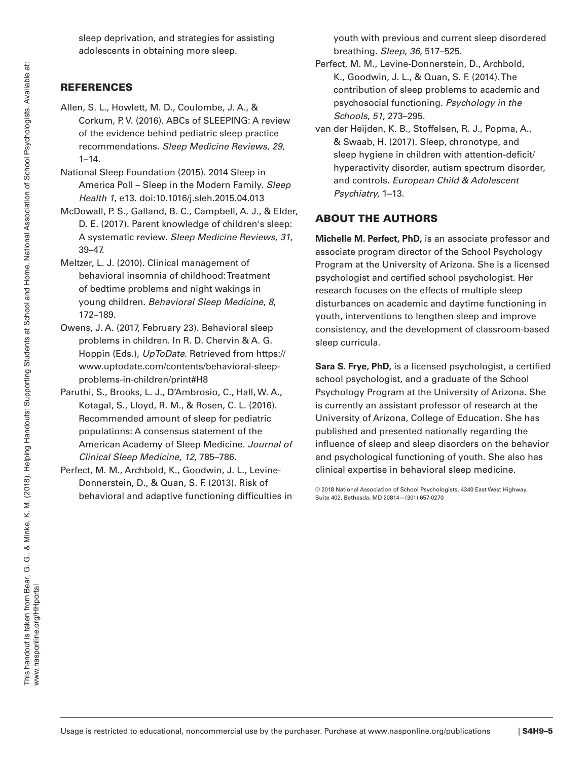sleep deprivation, and strategies for assisting adolescents in obtaining more sleep.

## REFERENCES

Allen, S. L., Howlett, M. D., Coulombe, J. A., & Corkum, P. V. (2016). ABCs of SLEEPING: A review of the evidence behind pediatric sleep practice recommendations. *Sleep Medicine Reviews*, *29*, 1–14.

National Sleep Foundation (2015). 2014 Sleep in America Poll – Sleep in the Modern Family. *Sleep Health 1*, e13. doi:10.1016/j.sleh.2015.04.013

McDowall, P. S., Galland, B. C., Campbell, A. J., & Elder, D. E. (2017). Parent knowledge of children's sleep: A systematic review. *Sleep Medicine Reviews*, *31*, 39–47.

Meltzer, L. J. (2010). Clinical management of behavioral insomnia of childhood: Treatment of bedtime problems and night wakings in young children. *Behavioral Sleep Medicine*, *8*, 172–189.

Owens, J. A. (2017, February 23). Behavioral sleep problems in children. In R. D. Chervin & A. G. Hoppin (Eds.), *UpToDate*. Retrieved from https://www.uptodate.com/contents/behavioral-sleep-problems-in-children/print#H8

Paruthi, S., Brooks, L. J., D'Ambrosio, C., Hall, W. A., Kotagal, S., Lloyd, R. M., & Rosen, C. L. (2016). Recommended amount of sleep for pediatric populations: A consensus statement of the American Academy of Sleep Medicine. *Journal of Clinical Sleep Medicine*, *12*, 785–786.

Perfect, M. M., Archbold, K., Goodwin, J. L., Levine-Donnerstein, D., & Quan, S. F. (2013). Risk of behavioral and adaptive functioning difficulties in youth with previous and current sleep disordered breathing. *Sleep*, *36*, 517–525.

Perfect, M. M., Levine-Donnerstein, D., Archbold, K., Goodwin, J. L., & Quan, S. F. (2014). The contribution of sleep problems to academic and psychosocial functioning. *Psychology in the Schools*, *51*, 273–295.

van der Heijden, K. B., Stoffelsen, R. J., Popma, A., & Swaab, H. (2017). Sleep, chronotype, and sleep hygiene in children with attention-deficit/hyperactivity disorder, autism spectrum disorder, and controls. *European Child & Adolescent Psychiatry,* 1–13.

## ABOUT THE AUTHORS

**Michelle M. Perfect, PhD,** is an associate professor and associate program director of the School Psychology Program at the University of Arizona. She is a licensed psychologist and certified school psychologist. Her research focuses on the effects of multiple sleep disturbances on academic and daytime functioning in youth, interventions to lengthen sleep and improve consistency, and the development of classroom-based sleep curricula.

**Sara S. Frye, PhD,** is a licensed psychologist, a certified school psychologist, and a graduate of the School Psychology Program at the University of Arizona. She is currently an assistant professor of research at the University of Arizona, College of Education. She has published and presented nationally regarding the influence of sleep and sleep disorders on the behavior and psychological functioning of youth. She also has clinical expertise in behavioral sleep medicine.

© 2018 National Association of School Psychologists, 4340 East West Highway, Suite 402, Bethesda, MD 20814—(301) 657-0270